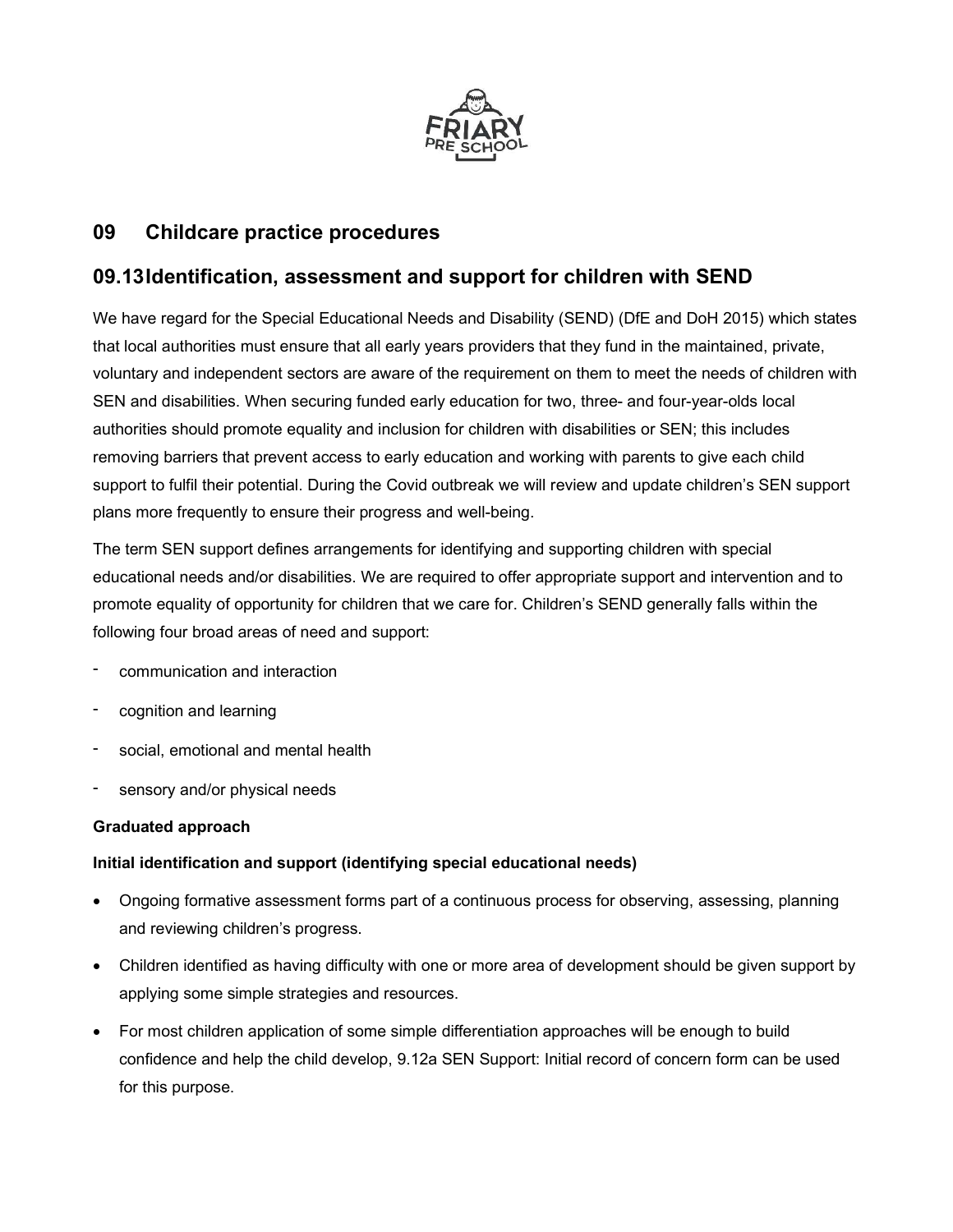## 09 Childcare practice procedures

## 09.13Identification, assessment and support for children with SEND

We have regard for the Special Educational Needs and Disability (SEND) (DfE and DoH 2015) which states that local authorities must ensure that all early years providers that they fund in the maintained, private, voluntary and independent sectors are aware of the requirement on them to meet the needs of children with SEN and disabilities. When securing funded early education for two, three- and four-year-olds local authorities should promote equality and inclusion for children with disabilities or SEN; this includes removing barriers that prevent access to early education and working with parents to give each child support to fulfil their potential. During the Covid outbreak we will review and update children's SEN support plans more frequently to ensure their progress and well-being.

The term SEN support defines arrangements for identifying and supporting children with special educational needs and/or disabilities. We are required to offer appropriate support and intervention and to promote equality of opportunity for children that we care for. Children's SEND generally falls within the following four broad areas of need and support:

- communication and interaction
- cognition and learning
- social, emotional and mental health
- sensory and/or physical needs

**Graduated approach**

**Initial identification and support (identifying special educational needs)**

- Ongoing formative assessment forms part of a continuous process for observing, assessing, planning and reviewing children's progress.
- Children identified as having difficulty with one or more area of development should be given support by applying some simple strategies and resources.
- For most children application of some simple differentiation approaches will be enough to build confidence and help the child develop, 9.12a SEN Support: Initial record of concern form can be used for this purpose.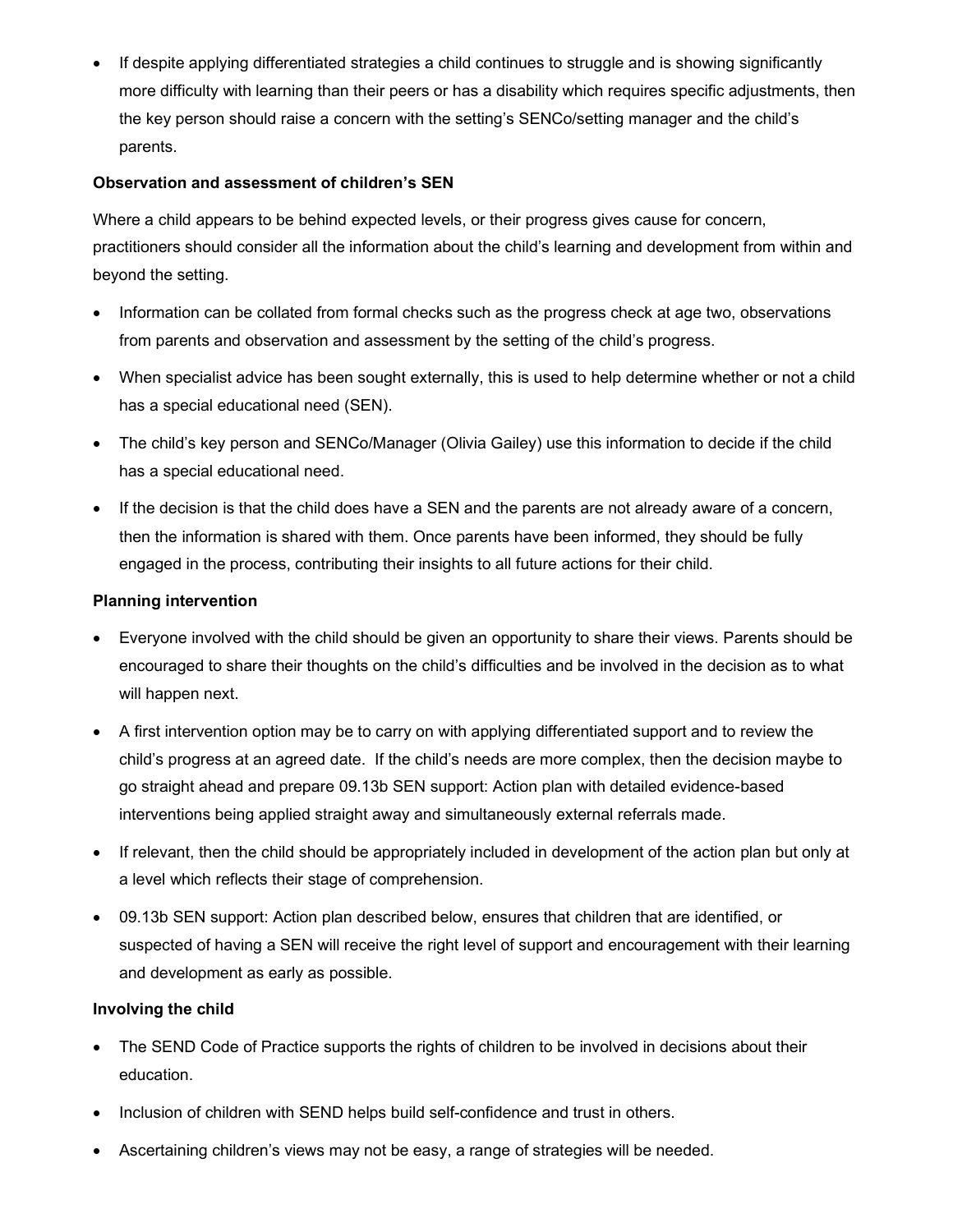- If despite applying differentiated strategies a child continues to struggle and is showing significantly more difficulty with learning than their peers or has a disability which requires specific adjustments, then the key person should raise a concern with the setting's SENCo/setting manager and the child's parents.

**Observation and assessment of children's SEN**

Where a child appears to be behind expected levels, or their progress gives cause for concern, practitioners should consider all the information about the child's learning and development from within and beyond the setting.

- Information can be collated from formal checks such as the progress check at age two, observations from parents and observation and assessment by the setting of the child's progress.
- When specialist advice has been sought externally, this is used to help determine whether or not a child has a special educational need (SEN).
- The child's key person and SENCo/Manager (Olivia Gailey) use this information to decide if the child has a special educational need.
- If the decision is that the child does have a SEN and the parents are not already aware of a concern, then the information is shared with them. Once parents have been informed, they should be fully engaged in the process, contributing their insights to all future actions for their child.

**Planning intervention**

- Everyone involved with the child should be given an opportunity to share their views. Parents should be encouraged to share their thoughts on the child's difficulties and be involved in the decision as to what will happen next.
- A first intervention option may be to carry on with applying differentiated support and to review the child's progress at an agreed date. If the child's needs are more complex, then the decision maybe to go straight ahead and prepare 09.13b SEN support: Action plan with detailed evidence-based interventions being applied straight away and simultaneously external referrals made.
- If relevant, then the child should be appropriately included in development of the action plan but only at a level which reflects their stage of comprehension.
- 09.13b SEN support: Action plan described below, ensures that children that are identified, or suspected of having a SEN will receive the right level of support and encouragement with their learning and development as early as possible.

**Involving the child**

- The SEND Code of Practice supports the rights of children to be involved in decisions about their education.
- Inclusion of children with SEND helps build self-confidence and trust in others.
- Ascertaining children's views may not be easy, a range of strategies will be needed.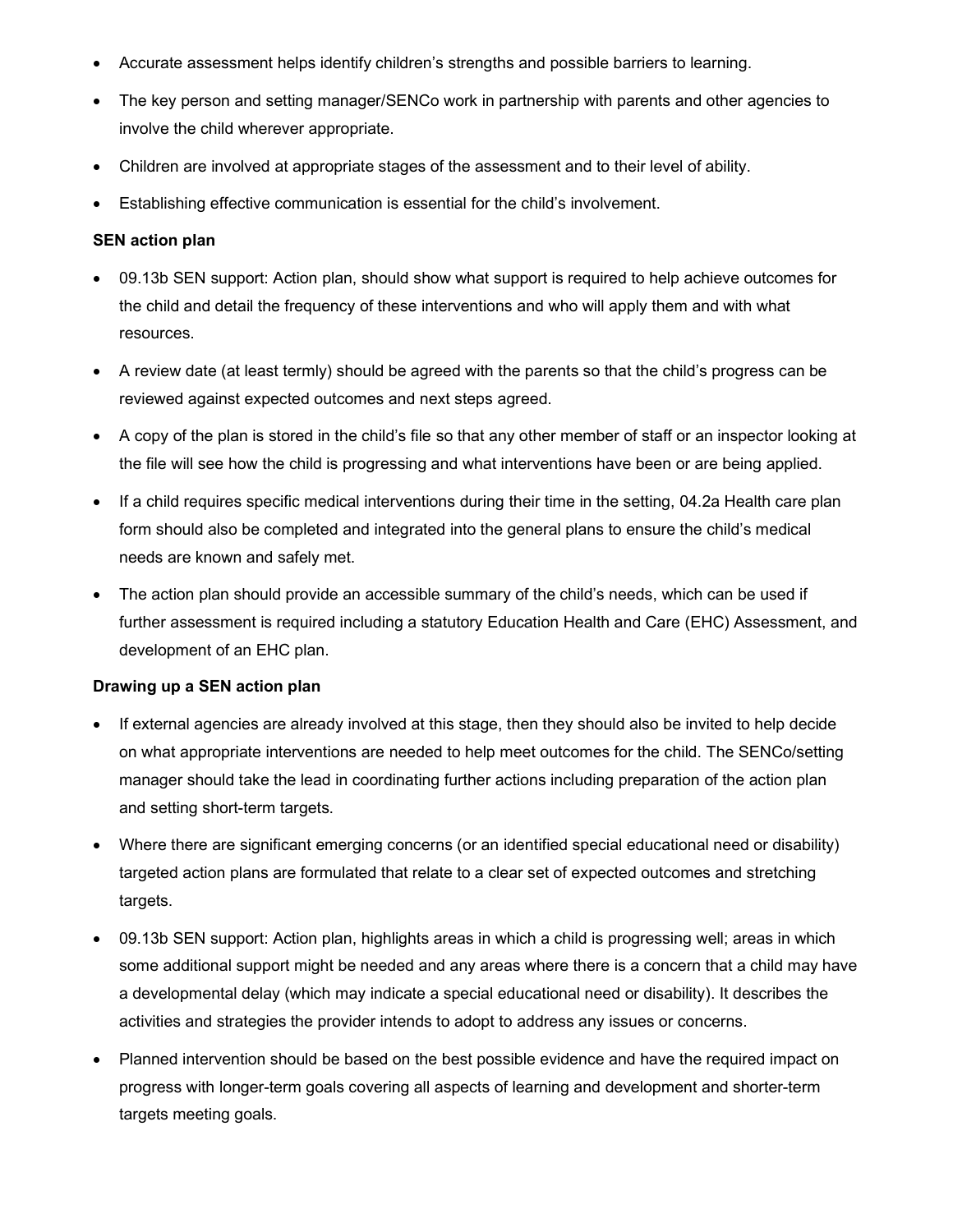- Accurate assessment helps identify children's strengths and possible barriers to learning.
- The key person and setting manager/SENCo work in partnership with parents and other agencies to involve the child wherever appropriate.
- Children are involved at appropriate stages of the assessment and to their level of ability.
- Establishing effective communication is essential for the child's involvement.

**SEN action plan**

- 09.13b SEN support: Action plan, should show what support is required to help achieve outcomes for the child and detail the frequency of these interventions and who will apply them and with what resources.
- A review date (at least termly) should be agreed with the parents so that the child's progress can be reviewed against expected outcomes and next steps agreed.
- A copy of the plan is stored in the child's file so that any other member of staff or an inspector looking at the file will see how the child is progressing and what interventions have been or are being applied.
- If a child requires specific medical interventions during their time in the setting, 04.2a Health care plan form should also be completed and integrated into the general plans to ensure the child's medical needs are known and safely met.
- The action plan should provide an accessible summary of the child's needs, which can be used if further assessment is required including a statutory Education Health and Care (EHC) Assessment, and development of an EHC plan.

**Drawing up a SEN action plan**

- If external agencies are already involved at this stage, then they should also be invited to help decide on what appropriate interventions are needed to help meet outcomes for the child. The SENCo/setting manager should take the lead in coordinating further actions including preparation of the action plan and setting short-term targets.
- Where there are significant emerging concerns (or an identified special educational need or disability) targeted action plans are formulated that relate to a clear set of expected outcomes and stretching targets.
- 09.13b SEN support: Action plan, highlights areas in which a child is progressing well; areas in which some additional support might be needed and any areas where there is a concern that a child may have a developmental delay (which may indicate a special educational need or disability). It describes the activities and strategies the provider intends to adopt to address any issues or concerns.
- Planned intervention should be based on the best possible evidence and have the required impact on progress with longer-term goals covering all aspects of learning and development and shorter-term targets meeting goals.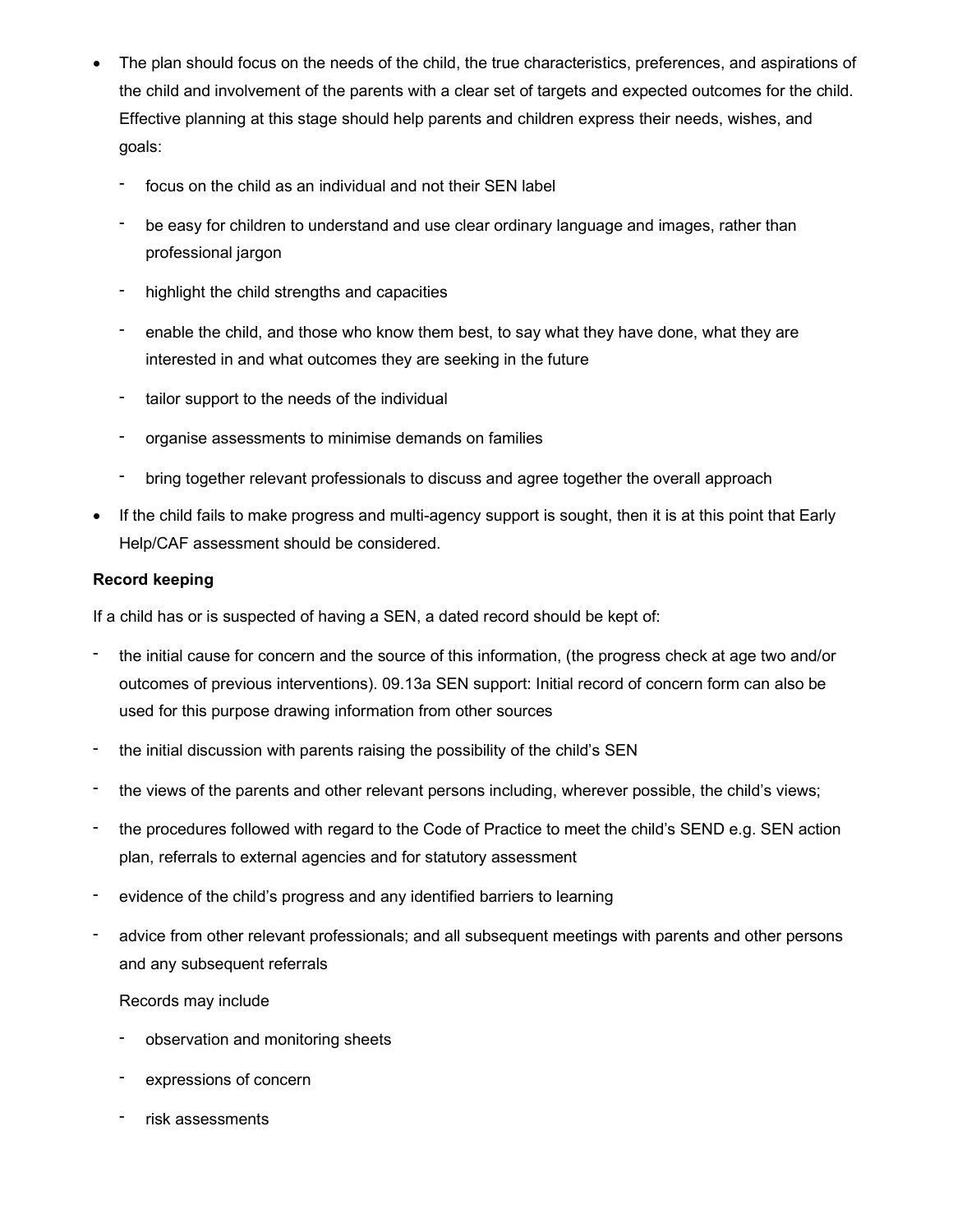- The plan should focus on the needs of the child, the true characteristics, preferences, and aspirations of the child and involvement of the parents with a clear set of targets and expected outcomes for the child. Effective planning at this stage should help parents and children express their needs, wishes, and goals:
  - focus on the child as an individual and not their SEN label
  - be easy for children to understand and use clear ordinary language and images, rather than professional jargon
  - highlight the child strengths and capacities
  - enable the child, and those who know them best, to say what they have done, what they are interested in and what outcomes they are seeking in the future
  - tailor support to the needs of the individual
  - organise assessments to minimise demands on families
  - bring together relevant professionals to discuss and agree together the overall approach
- If the child fails to make progress and multi-agency support is sought, then it is at this point that Early Help/CAF assessment should be considered.

**Record keeping**

If a child has or is suspected of having a SEN, a dated record should be kept of:

- the initial cause for concern and the source of this information, (the progress check at age two and/or outcomes of previous interventions). 09.13a SEN support: Initial record of concern form can also be used for this purpose drawing information from other sources
- the initial discussion with parents raising the possibility of the child's SEN
- the views of the parents and other relevant persons including, wherever possible, the child's views;
- the procedures followed with regard to the Code of Practice to meet the child's SEND e.g. SEN action plan, referrals to external agencies and for statutory assessment
- evidence of the child's progress and any identified barriers to learning
- advice from other relevant professionals; and all subsequent meetings with parents and other persons and any subsequent referrals

  Records may include

  - observation and monitoring sheets
  - expressions of concern
  - risk assessments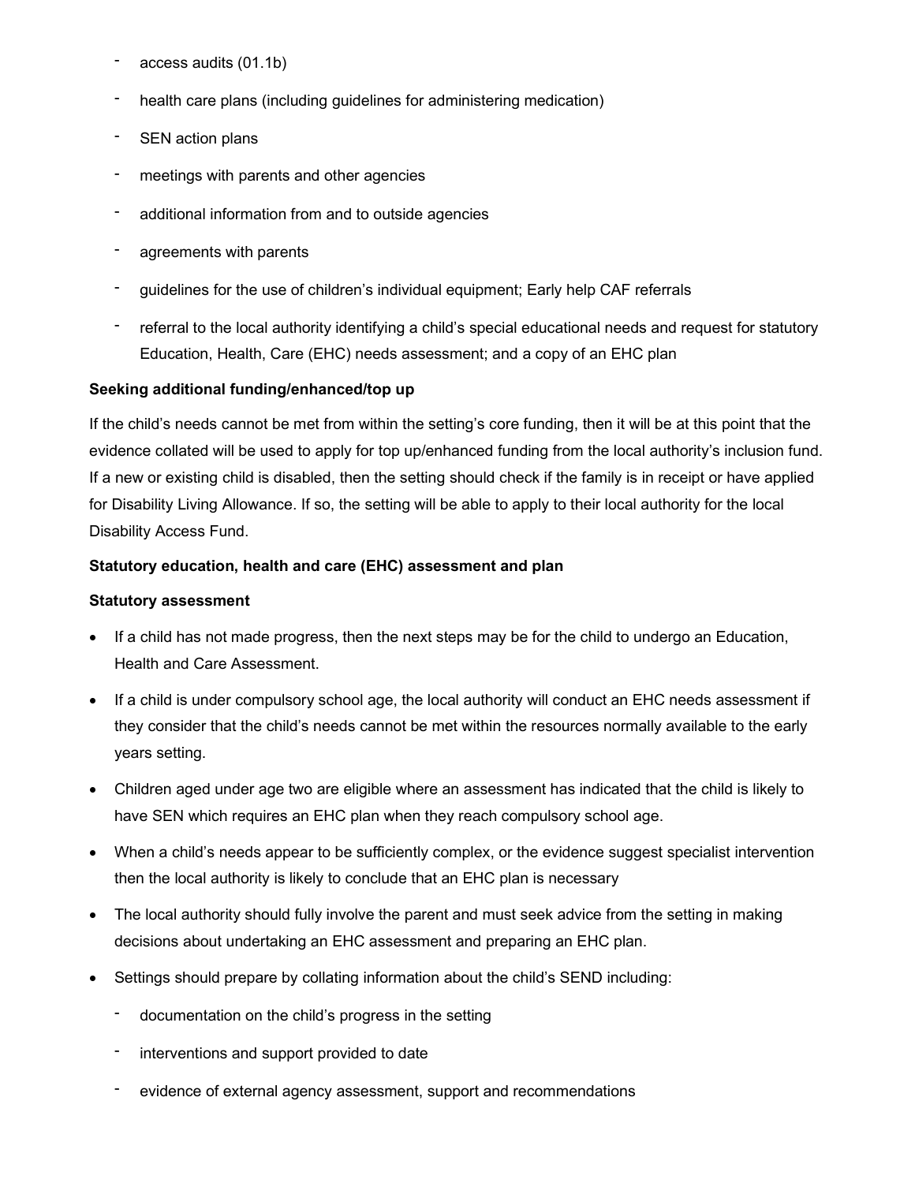- access audits (01.1b)
- health care plans (including guidelines for administering medication)
- SEN action plans
- meetings with parents and other agencies
- additional information from and to outside agencies
- agreements with parents
- guidelines for the use of children's individual equipment; Early help CAF referrals
- referral to the local authority identifying a child's special educational needs and request for statutory Education, Health, Care (EHC) needs assessment; and a copy of an EHC plan

**Seeking additional funding/enhanced/top up**

If the child's needs cannot be met from within the setting's core funding, then it will be at this point that the evidence collated will be used to apply for top up/enhanced funding from the local authority's inclusion fund. If a new or existing child is disabled, then the setting should check if the family is in receipt or have applied for Disability Living Allowance. If so, the setting will be able to apply to their local authority for the local Disability Access Fund.

**Statutory education, health and care (EHC) assessment and plan**

**Statutory assessment**

- If a child has not made progress, then the next steps may be for the child to undergo an Education, Health and Care Assessment.
- If a child is under compulsory school age, the local authority will conduct an EHC needs assessment if they consider that the child's needs cannot be met within the resources normally available to the early years setting.
- Children aged under age two are eligible where an assessment has indicated that the child is likely to have SEN which requires an EHC plan when they reach compulsory school age.
- When a child's needs appear to be sufficiently complex, or the evidence suggest specialist intervention then the local authority is likely to conclude that an EHC plan is necessary
- The local authority should fully involve the parent and must seek advice from the setting in making decisions about undertaking an EHC assessment and preparing an EHC plan.
- Settings should prepare by collating information about the child's SEND including:
  - documentation on the child's progress in the setting
  - interventions and support provided to date
  - evidence of external agency assessment, support and recommendations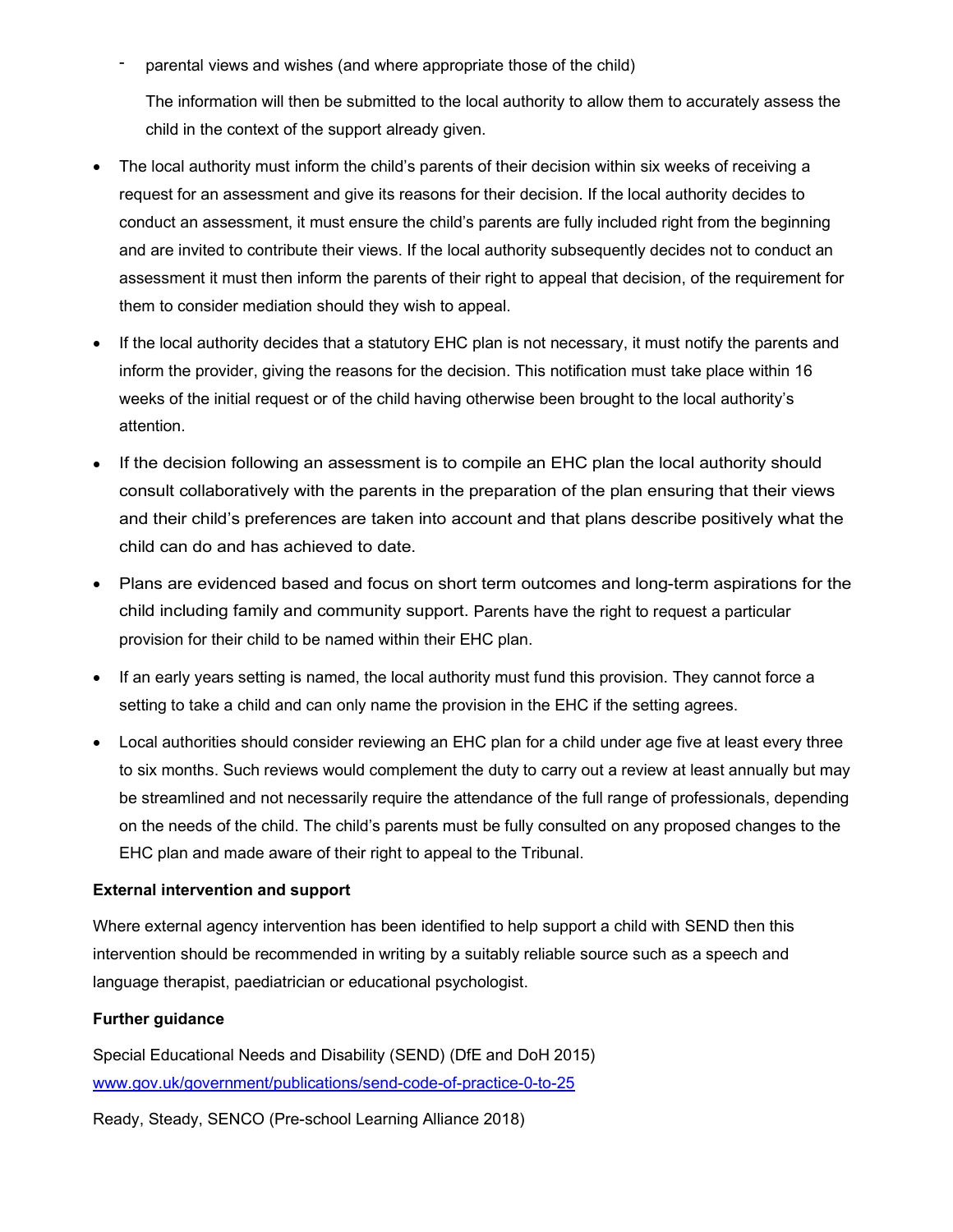- parental views and wishes (and where appropriate those of the child)

  The information will then be submitted to the local authority to allow them to accurately assess the child in the context of the support already given.

- The local authority must inform the child's parents of their decision within six weeks of receiving a request for an assessment and give its reasons for their decision. If the local authority decides to conduct an assessment, it must ensure the child's parents are fully included right from the beginning and are invited to contribute their views. If the local authority subsequently decides not to conduct an assessment it must then inform the parents of their right to appeal that decision, of the requirement for them to consider mediation should they wish to appeal.
- If the local authority decides that a statutory EHC plan is not necessary, it must notify the parents and inform the provider, giving the reasons for the decision. This notification must take place within 16 weeks of the initial request or of the child having otherwise been brought to the local authority's attention.
- If the decision following an assessment is to compile an EHC plan the local authority should consult collaboratively with the parents in the preparation of the plan ensuring that their views and their child's preferences are taken into account and that plans describe positively what the child can do and has achieved to date.
- Plans are evidenced based and focus on short term outcomes and long-term aspirations for the child including family and community support. Parents have the right to request a particular provision for their child to be named within their EHC plan.
- If an early years setting is named, the local authority must fund this provision. They cannot force a setting to take a child and can only name the provision in the EHC if the setting agrees.
- Local authorities should consider reviewing an EHC plan for a child under age five at least every three to six months. Such reviews would complement the duty to carry out a review at least annually but may be streamlined and not necessarily require the attendance of the full range of professionals, depending on the needs of the child. The child's parents must be fully consulted on any proposed changes to the EHC plan and made aware of their right to appeal to the Tribunal.

**External intervention and support**

Where external agency intervention has been identified to help support a child with SEND then this intervention should be recommended in writing by a suitably reliable source such as a speech and language therapist, paediatrician or educational psychologist.

**Further guidance**

Special Educational Needs and Disability (SEND) (DfE and DoH 2015)
[www.gov.uk/government/publications/send-code-of-practice-0-to-25](http://www.gov.uk/government/publications/send-code-of-practice-0-to-25)

Ready, Steady, SENCO (Pre-school Learning Alliance 2018)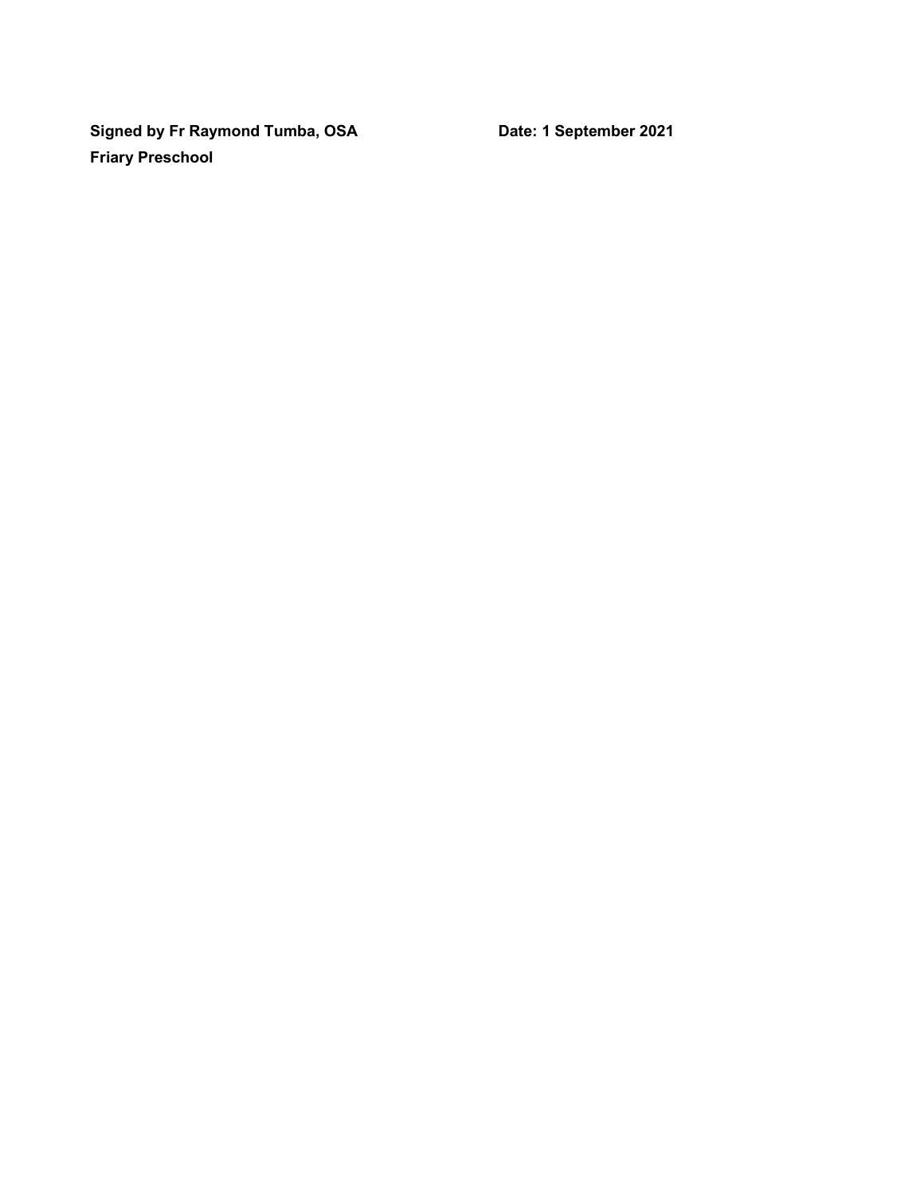**Signed by Fr Raymond Tumba, OSA** **Date: 1 September 2021**

**Friary Preschool**